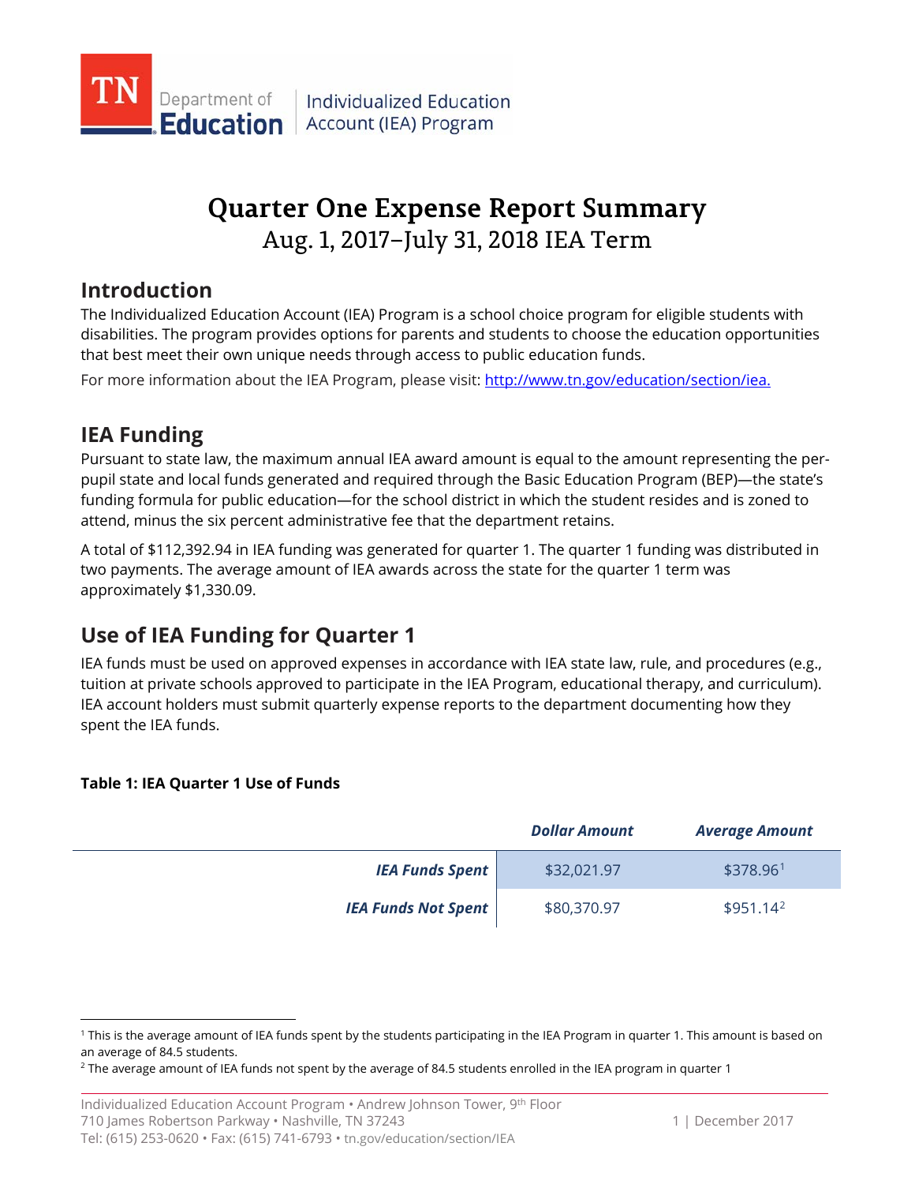# Quarter One Expense Report Summary

## Aug. 1, 2017–July 31, 2018 IEA Term

## Introduction

The Individualized Education Account (IEA) Program is a school choice program for eligible students with disabilities. The program provides options for parents and students to choose the education opportunities that best meet their own unique needs through access to public education funds.

For more information about the IEA Program, please visit: http://www.tn.gov/education/section/iea.

## IEA Funding

Pursuant to state law, the maximum annual IEA award amount is equal to the amount representing the per-pupil state and local funds generated and required through the Basic Education Program (BEP)—the state's funding formula for public education—for the school district in which the student resides and is zoned to attend, minus the six percent administrative fee that the department retains.

A total of $112,392.94 in IEA funding was generated for quarter 1. The quarter 1 funding was distributed in two payments. The average amount of IEA awards across the state for the quarter 1 term was approximately $1,330.09.

## Use of IEA Funding for Quarter 1

IEA funds must be used on approved expenses in accordance with IEA state law, rule, and procedures (e.g., tuition at private schools approved to participate in the IEA Program, educational therapy, and curriculum). IEA account holders must submit quarterly expense reports to the department documenting how they spent the IEA funds.

**Table 1: IEA Quarter 1 Use of Funds**

| | ***Dollar Amount*** | ***Average Amount*** |
|---|---|---|
| ***IEA Funds Spent*** | $32,021.97 | $378.96[1] |
| ***IEA Funds Not Spent*** | $80,370.97 | $951.14[2] |

[1] This is the average amount of IEA funds spent by the students participating in the IEA Program in quarter 1. This amount is based on an average of 84.5 students.

[2] The average amount of IEA funds not spent by the average of 84.5 students enrolled in the IEA program in quarter 1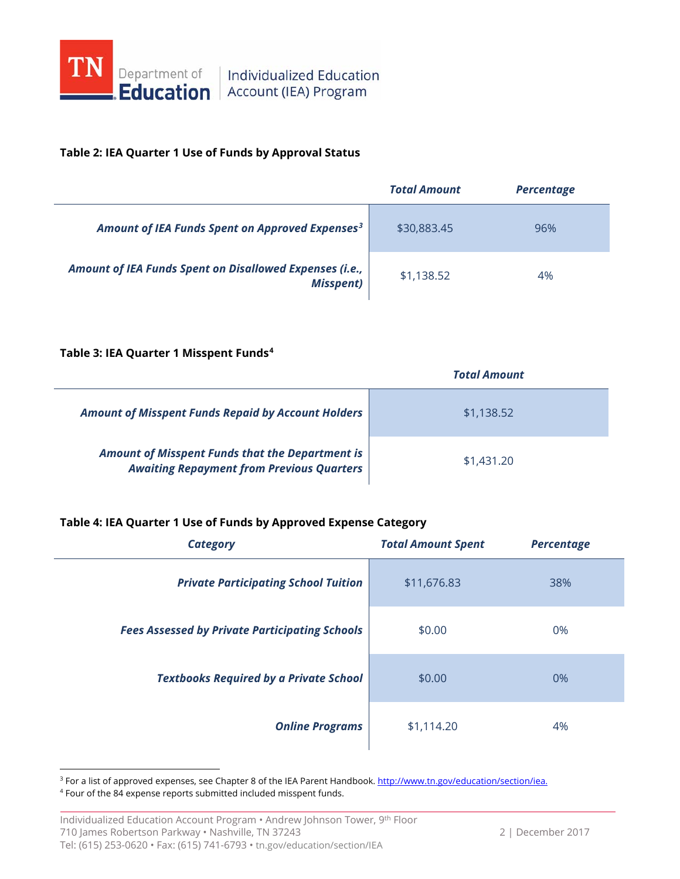**Table 2: IEA Quarter 1 Use of Funds by Approval Status**

| | Total Amount | Percentage |
|---|---|---|
| Amount of IEA Funds Spent on Approved Expenses[3] | $30,883.45 | 96% |
| Amount of IEA Funds Spent on Disallowed Expenses (i.e., Misspent) | $1,138.52 | 4% |

**Table 3: IEA Quarter 1 Misspent Funds[4]**

| | Total Amount |
|---|---|
| Amount of Misspent Funds Repaid by Account Holders | $1,138.52 |
| Amount of Misspent Funds that the Department is Awaiting Repayment from Previous Quarters | $1,431.20 |

**Table 4: IEA Quarter 1 Use of Funds by Approved Expense Category**

| Category | Total Amount Spent | Percentage |
|---|---|---|
| Private Participating School Tuition | $11,676.83 | 38% |
| Fees Assessed by Private Participating Schools | $0.00 | 0% |
| Textbooks Required by a Private School | $0.00 | 0% |
| Online Programs | $1,114.20 | 4% |

[3] For a list of approved expenses, see Chapter 8 of the IEA Parent Handbook. http://www.tn.gov/education/section/iea.

[4] Four of the 84 expense reports submitted included misspent funds.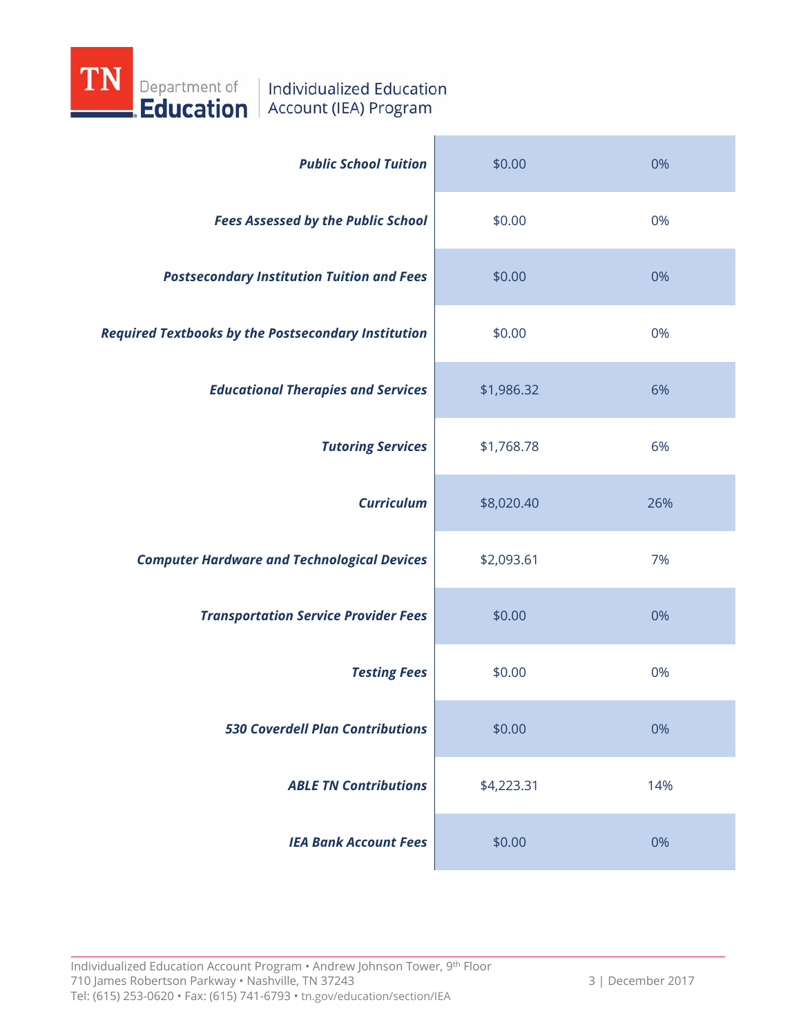| | | |
|---|---|---|
| ***Public School Tuition*** | $0.00 | 0% |
| ***Fees Assessed by the Public School*** | $0.00 | 0% |
| ***Postsecondary Institution Tuition and Fees*** | $0.00 | 0% |
| ***Required Textbooks by the Postsecondary Institution*** | $0.00 | 0% |
| ***Educational Therapies and Services*** | $1,986.32 | 6% |
| ***Tutoring Services*** | $1,768.78 | 6% |
| ***Curriculum*** | $8,020.40 | 26% |
| ***Computer Hardware and Technological Devices*** | $2,093.61 | 7% |
| ***Transportation Service Provider Fees*** | $0.00 | 0% |
| ***Testing Fees*** | $0.00 | 0% |
| ***530 Coverdell Plan Contributions*** | $0.00 | 0% |
| ***ABLE TN Contributions*** | $4,223.31 | 14% |
| ***IEA Bank Account Fees*** | $0.00 | 0% |